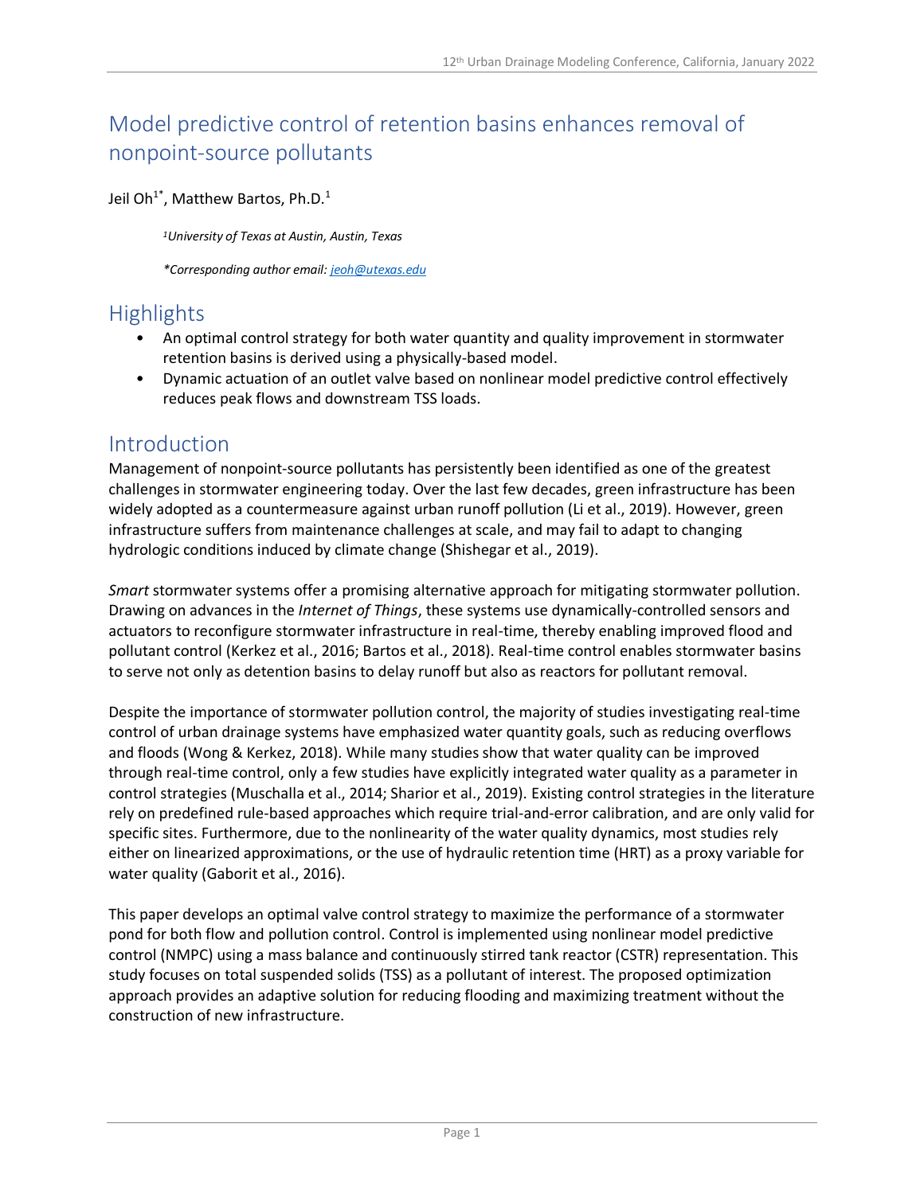# Model predictive control of retention basins enhances removal of nonpoint-source pollutants

Jeil Oh[1*], Matthew Bartos, Ph.D.[1]

*[1]University of Texas at Austin, Austin, Texas*

*\*Corresponding author email: jeoh@utexas.edu*

## Highlights

- An optimal control strategy for both water quantity and quality improvement in stormwater retention basins is derived using a physically-based model.
- Dynamic actuation of an outlet valve based on nonlinear model predictive control effectively reduces peak flows and downstream TSS loads.

## Introduction

Management of nonpoint-source pollutants has persistently been identified as one of the greatest challenges in stormwater engineering today. Over the last few decades, green infrastructure has been widely adopted as a countermeasure against urban runoff pollution (Li et al., 2019). However, green infrastructure suffers from maintenance challenges at scale, and may fail to adapt to changing hydrologic conditions induced by climate change (Shishegar et al., 2019).

*Smart* stormwater systems offer a promising alternative approach for mitigating stormwater pollution. Drawing on advances in the *Internet of Things*, these systems use dynamically-controlled sensors and actuators to reconfigure stormwater infrastructure in real-time, thereby enabling improved flood and pollutant control (Kerkez et al., 2016; Bartos et al., 2018). Real-time control enables stormwater basins to serve not only as detention basins to delay runoff but also as reactors for pollutant removal.

Despite the importance of stormwater pollution control, the majority of studies investigating real-time control of urban drainage systems have emphasized water quantity goals, such as reducing overflows and floods (Wong & Kerkez, 2018). While many studies show that water quality can be improved through real-time control, only a few studies have explicitly integrated water quality as a parameter in control strategies (Muschalla et al., 2014; Sharior et al., 2019). Existing control strategies in the literature rely on predefined rule-based approaches which require trial-and-error calibration, and are only valid for specific sites. Furthermore, due to the nonlinearity of the water quality dynamics, most studies rely either on linearized approximations, or the use of hydraulic retention time (HRT) as a proxy variable for water quality (Gaborit et al., 2016).

This paper develops an optimal valve control strategy to maximize the performance of a stormwater pond for both flow and pollution control. Control is implemented using nonlinear model predictive control (NMPC) using a mass balance and continuously stirred tank reactor (CSTR) representation. This study focuses on total suspended solids (TSS) as a pollutant of interest. The proposed optimization approach provides an adaptive solution for reducing flooding and maximizing treatment without the construction of new infrastructure.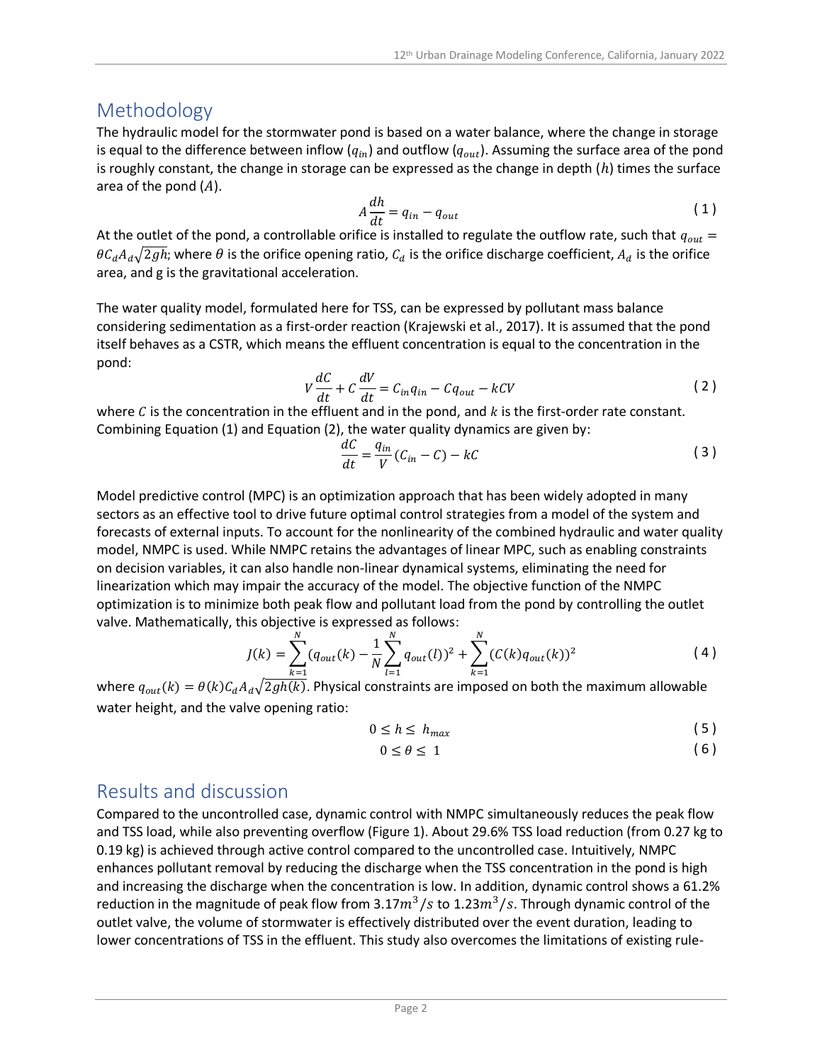## Methodology

The hydraulic model for the stormwater pond is based on a water balance, where the change in storage is equal to the difference between inflow ($q_{in}$) and outflow ($q_{out}$). Assuming the surface area of the pond is roughly constant, the change in storage can be expressed as the change in depth ($h$) times the surface area of the pond ($A$).

$$A\frac{dh}{dt} = q_{in} - q_{out} \tag{1}$$

At the outlet of the pond, a controllable orifice is installed to regulate the outflow rate, such that $q_{out} = \theta C_d A_d \sqrt{2gh}$; where $\theta$ is the orifice opening ratio, $C_d$ is the orifice discharge coefficient, $A_d$ is the orifice area, and g is the gravitational acceleration.

The water quality model, formulated here for TSS, can be expressed by pollutant mass balance considering sedimentation as a first-order reaction (Krajewski et al., 2017). It is assumed that the pond itself behaves as a CSTR, which means the effluent concentration is equal to the concentration in the pond:

$$V\frac{dC}{dt} + C\frac{dV}{dt} = C_{in}q_{in} - Cq_{out} - kCV \tag{2}$$

where $C$ is the concentration in the effluent and in the pond, and $k$ is the first-order rate constant. Combining Equation (1) and Equation (2), the water quality dynamics are given by:

$$\frac{dC}{dt} = \frac{q_{in}}{V}(C_{in} - C) - kC \tag{3}$$

Model predictive control (MPC) is an optimization approach that has been widely adopted in many sectors as an effective tool to drive future optimal control strategies from a model of the system and forecasts of external inputs. To account for the nonlinearity of the combined hydraulic and water quality model, NMPC is used. While NMPC retains the advantages of linear MPC, such as enabling constraints on decision variables, it can also handle non-linear dynamical systems, eliminating the need for linearization which may impair the accuracy of the model. The objective function of the NMPC optimization is to minimize both peak flow and pollutant load from the pond by controlling the outlet valve. Mathematically, this objective is expressed as follows:

$$J(k) = \sum_{k=1}^{N}\left(q_{out}(k) - \frac{1}{N}\sum_{l=1}^{N} q_{out}(l)\right)^2 + \sum_{k=1}^{N}\left(C(k)q_{out}(k)\right)^2 \tag{4}$$

where $q_{out}(k) = \theta(k) C_d A_d \sqrt{2gh(k)}$. Physical constraints are imposed on both the maximum allowable water height, and the valve opening ratio:

$$0 \leq h \leq h_{max} \tag{5}$$

$$0 \leq \theta \leq 1 \tag{6}$$

## Results and discussion

Compared to the uncontrolled case, dynamic control with NMPC simultaneously reduces the peak flow and TSS load, while also preventing overflow (Figure 1). About 29.6% TSS load reduction (from 0.27 kg to 0.19 kg) is achieved through active control compared to the uncontrolled case. Intuitively, NMPC enhances pollutant removal by reducing the discharge when the TSS concentration in the pond is high and increasing the discharge when the concentration is low. In addition, dynamic control shows a 61.2% reduction in the magnitude of peak flow from 3.17$m^3/s$ to 1.23$m^3/s$. Through dynamic control of the outlet valve, the volume of stormwater is effectively distributed over the event duration, leading to lower concentrations of TSS in the effluent. This study also overcomes the limitations of existing rule-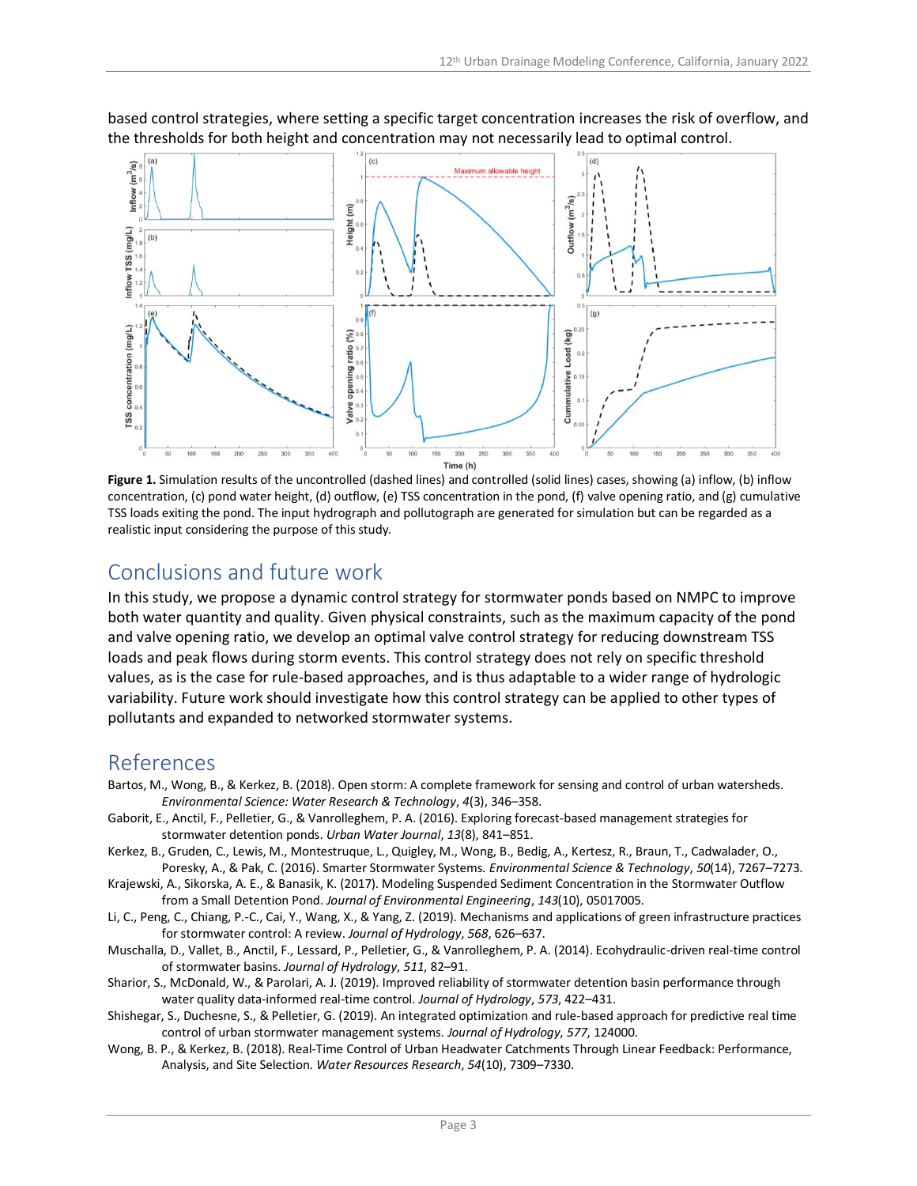based control strategies, where setting a specific target concentration increases the risk of overflow, and the thresholds for both height and concentration may not necessarily lead to optimal control.

(a) Inflow (m$^3$/s)
(b) Inflow TSS (mg/L)
(c) Height (m) — Maximum allowable height
(d) Outflow (m$^3$/s)
(e) TSS concentration (mg/L)
(f) Valve opening ratio (%)
(g) Cummulative Load (kg)
Time (h)

**Figure 1.** Simulation results of the uncontrolled (dashed lines) and controlled (solid lines) cases, showing (a) inflow, (b) inflow concentration, (c) pond water height, (d) outflow, (e) TSS concentration in the pond, (f) valve opening ratio, and (g) cumulative TSS loads exiting the pond. The input hydrograph and pollutograph are generated for simulation but can be regarded as a realistic input considering the purpose of this study.

## Conclusions and future work

In this study, we propose a dynamic control strategy for stormwater ponds based on NMPC to improve both water quantity and quality. Given physical constraints, such as the maximum capacity of the pond and valve opening ratio, we develop an optimal valve control strategy for reducing downstream TSS loads and peak flows during storm events. This control strategy does not rely on specific threshold values, as is the case for rule-based approaches, and is thus adaptable to a wider range of hydrologic variability. Future work should investigate how this control strategy can be applied to other types of pollutants and expanded to networked stormwater systems.

## References

Bartos, M., Wong, B., & Kerkez, B. (2018). Open storm: A complete framework for sensing and control of urban watersheds. *Environmental Science: Water Research & Technology*, *4*(3), 346–358.

Gaborit, E., Anctil, F., Pelletier, G., & Vanrolleghem, P. A. (2016). Exploring forecast-based management strategies for stormwater detention ponds. *Urban Water Journal*, *13*(8), 841–851.

Kerkez, B., Gruden, C., Lewis, M., Montestruque, L., Quigley, M., Wong, B., Bedig, A., Kertesz, R., Braun, T., Cadwalader, O., Poresky, A., & Pak, C. (2016). Smarter Stormwater Systems. *Environmental Science & Technology*, *50*(14), 7267–7273.

Krajewski, A., Sikorska, A. E., & Banasik, K. (2017). Modeling Suspended Sediment Concentration in the Stormwater Outflow from a Small Detention Pond. *Journal of Environmental Engineering*, *143*(10), 05017005.

Li, C., Peng, C., Chiang, P.-C., Cai, Y., Wang, X., & Yang, Z. (2019). Mechanisms and applications of green infrastructure practices for stormwater control: A review. *Journal of Hydrology*, *568*, 626–637.

Muschalla, D., Vallet, B., Anctil, F., Lessard, P., Pelletier, G., & Vanrolleghem, P. A. (2014). Ecohydraulic-driven real-time control of stormwater basins. *Journal of Hydrology*, *511*, 82–91.

Sharior, S., McDonald, W., & Parolari, A. J. (2019). Improved reliability of stormwater detention basin performance through water quality data-informed real-time control. *Journal of Hydrology*, *573*, 422–431.

Shishegar, S., Duchesne, S., & Pelletier, G. (2019). An integrated optimization and rule-based approach for predictive real time control of urban stormwater management systems. *Journal of Hydrology*, *577*, 124000.

Wong, B. P., & Kerkez, B. (2018). Real-Time Control of Urban Headwater Catchments Through Linear Feedback: Performance, Analysis, and Site Selection. *Water Resources Research*, *54*(10), 7309–7330.